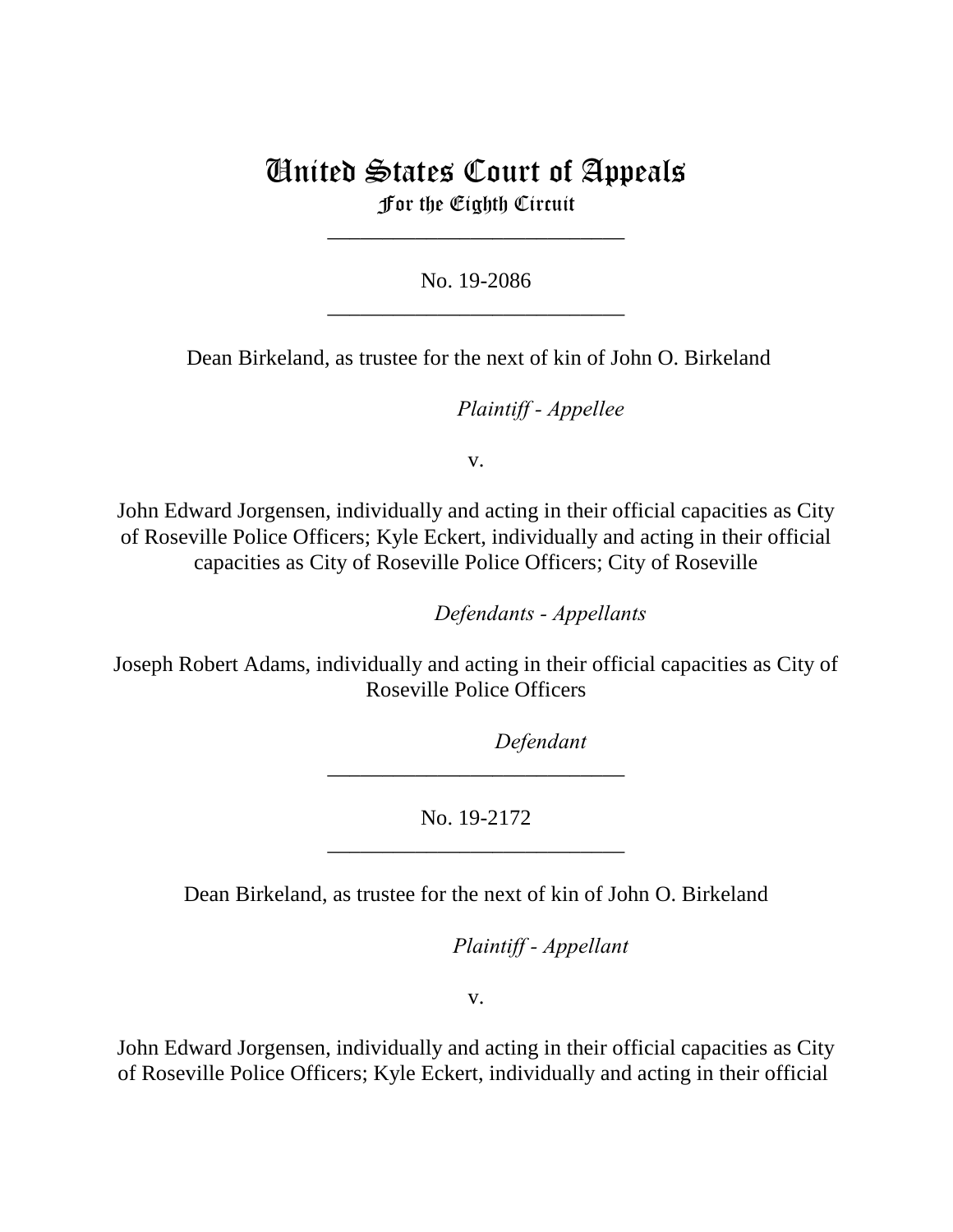# United States Court of Appeals
## For the Eighth Circuit

\_\_\_\_\_\_\_\_\_\_\_\_\_\_\_\_\_\_\_\_\_\_\_\_\_\_\_

No. 19-2086

\_\_\_\_\_\_\_\_\_\_\_\_\_\_\_\_\_\_\_\_\_\_\_\_\_\_\_

Dean Birkeland, as trustee for the next of kin of John O. Birkeland

*Plaintiff - Appellee*

v.

John Edward Jorgensen, individually and acting in their official capacities as City of Roseville Police Officers; Kyle Eckert, individually and acting in their official capacities as City of Roseville Police Officers; City of Roseville

*Defendants - Appellants*

Joseph Robert Adams, individually and acting in their official capacities as City of Roseville Police Officers

*Defendant*

\_\_\_\_\_\_\_\_\_\_\_\_\_\_\_\_\_\_\_\_\_\_\_\_\_\_\_

No. 19-2172

\_\_\_\_\_\_\_\_\_\_\_\_\_\_\_\_\_\_\_\_\_\_\_\_\_\_\_

Dean Birkeland, as trustee for the next of kin of John O. Birkeland

*Plaintiff - Appellant*

v.

John Edward Jorgensen, individually and acting in their official capacities as City of Roseville Police Officers; Kyle Eckert, individually and acting in their official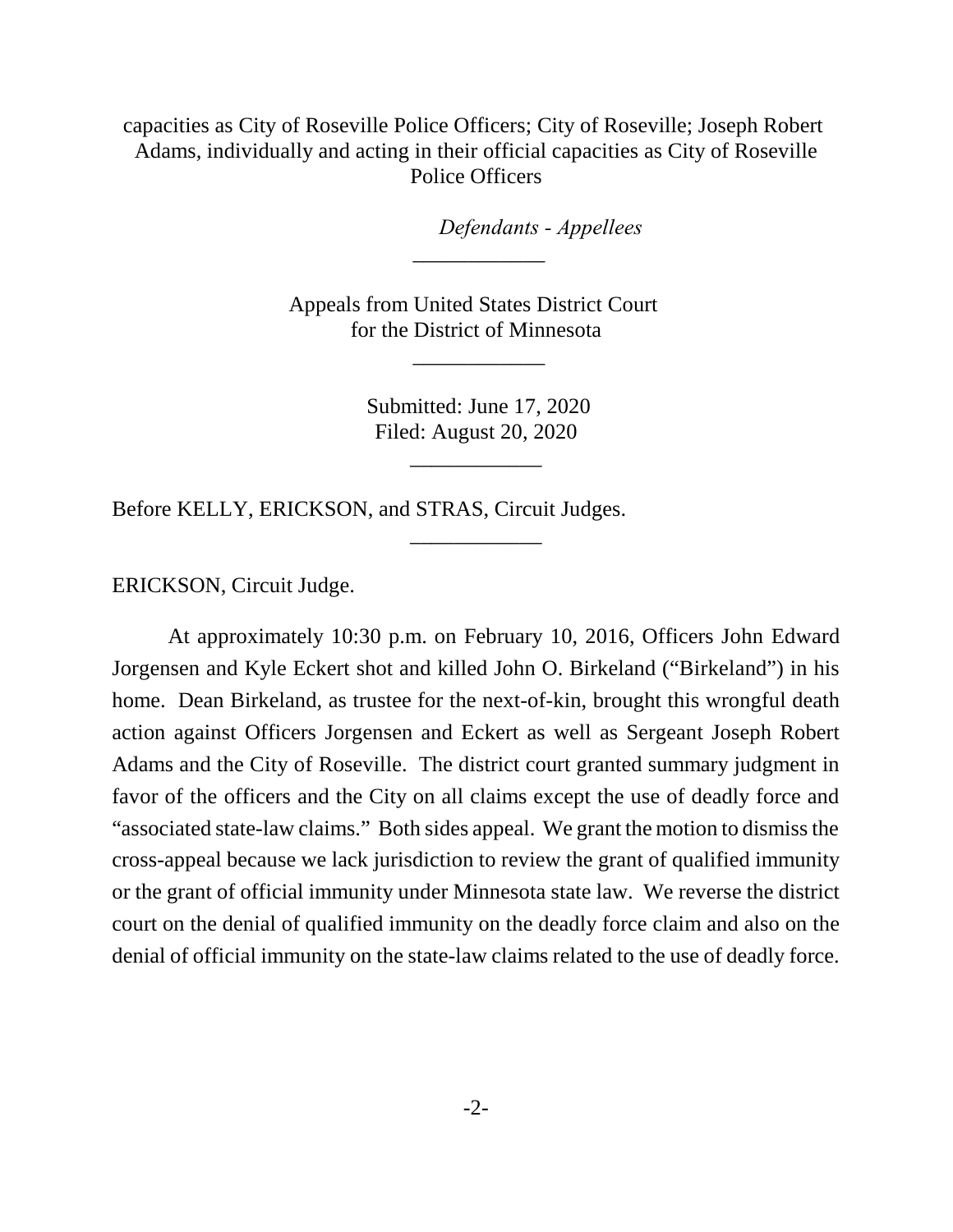capacities as City of Roseville Police Officers; City of Roseville; Joseph Robert Adams, individually and acting in their official capacities as City of Roseville Police Officers

*Defendants - Appellees*

\_\_\_\_\_\_\_\_\_\_\_\_

Appeals from United States District Court
for the District of Minnesota

\_\_\_\_\_\_\_\_\_\_\_\_

Submitted: June 17, 2020
Filed: August 20, 2020

\_\_\_\_\_\_\_\_\_\_\_\_

Before KELLY, ERICKSON, and STRAS, Circuit Judges.

\_\_\_\_\_\_\_\_\_\_\_\_

ERICKSON, Circuit Judge.

At approximately 10:30 p.m. on February 10, 2016, Officers John Edward Jorgensen and Kyle Eckert shot and killed John O. Birkeland ("Birkeland") in his home. Dean Birkeland, as trustee for the next-of-kin, brought this wrongful death action against Officers Jorgensen and Eckert as well as Sergeant Joseph Robert Adams and the City of Roseville. The district court granted summary judgment in favor of the officers and the City on all claims except the use of deadly force and "associated state-law claims." Both sides appeal. We grant the motion to dismiss the cross-appeal because we lack jurisdiction to review the grant of qualified immunity or the grant of official immunity under Minnesota state law. We reverse the district court on the denial of qualified immunity on the deadly force claim and also on the denial of official immunity on the state-law claims related to the use of deadly force.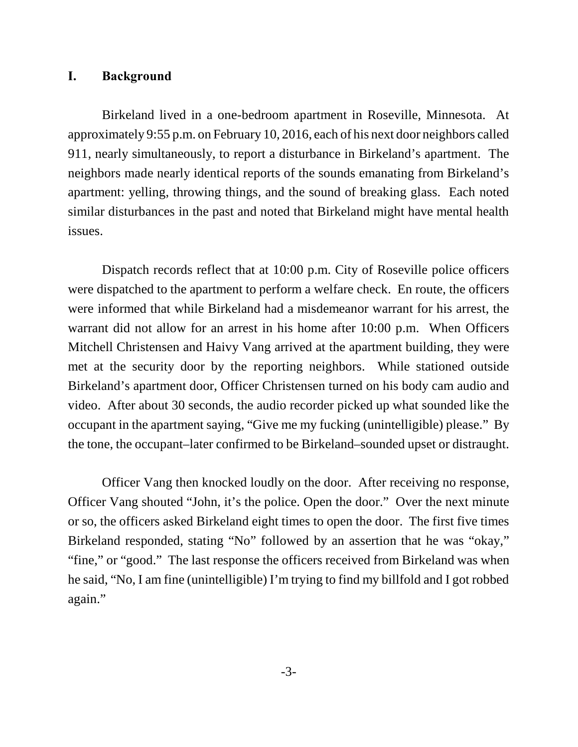## I. Background

Birkeland lived in a one-bedroom apartment in Roseville, Minnesota. At approximately 9:55 p.m. on February 10, 2016, each of his next door neighbors called 911, nearly simultaneously, to report a disturbance in Birkeland's apartment. The neighbors made nearly identical reports of the sounds emanating from Birkeland's apartment: yelling, throwing things, and the sound of breaking glass. Each noted similar disturbances in the past and noted that Birkeland might have mental health issues.

Dispatch records reflect that at 10:00 p.m. City of Roseville police officers were dispatched to the apartment to perform a welfare check. En route, the officers were informed that while Birkeland had a misdemeanor warrant for his arrest, the warrant did not allow for an arrest in his home after 10:00 p.m. When Officers Mitchell Christensen and Haivy Vang arrived at the apartment building, they were met at the security door by the reporting neighbors. While stationed outside Birkeland's apartment door, Officer Christensen turned on his body cam audio and video. After about 30 seconds, the audio recorder picked up what sounded like the occupant in the apartment saying, "Give me my fucking (unintelligible) please." By the tone, the occupant–later confirmed to be Birkeland–sounded upset or distraught.

Officer Vang then knocked loudly on the door. After receiving no response, Officer Vang shouted "John, it's the police. Open the door." Over the next minute or so, the officers asked Birkeland eight times to open the door. The first five times Birkeland responded, stating "No" followed by an assertion that he was "okay," "fine," or "good." The last response the officers received from Birkeland was when he said, "No, I am fine (unintelligible) I'm trying to find my billfold and I got robbed again."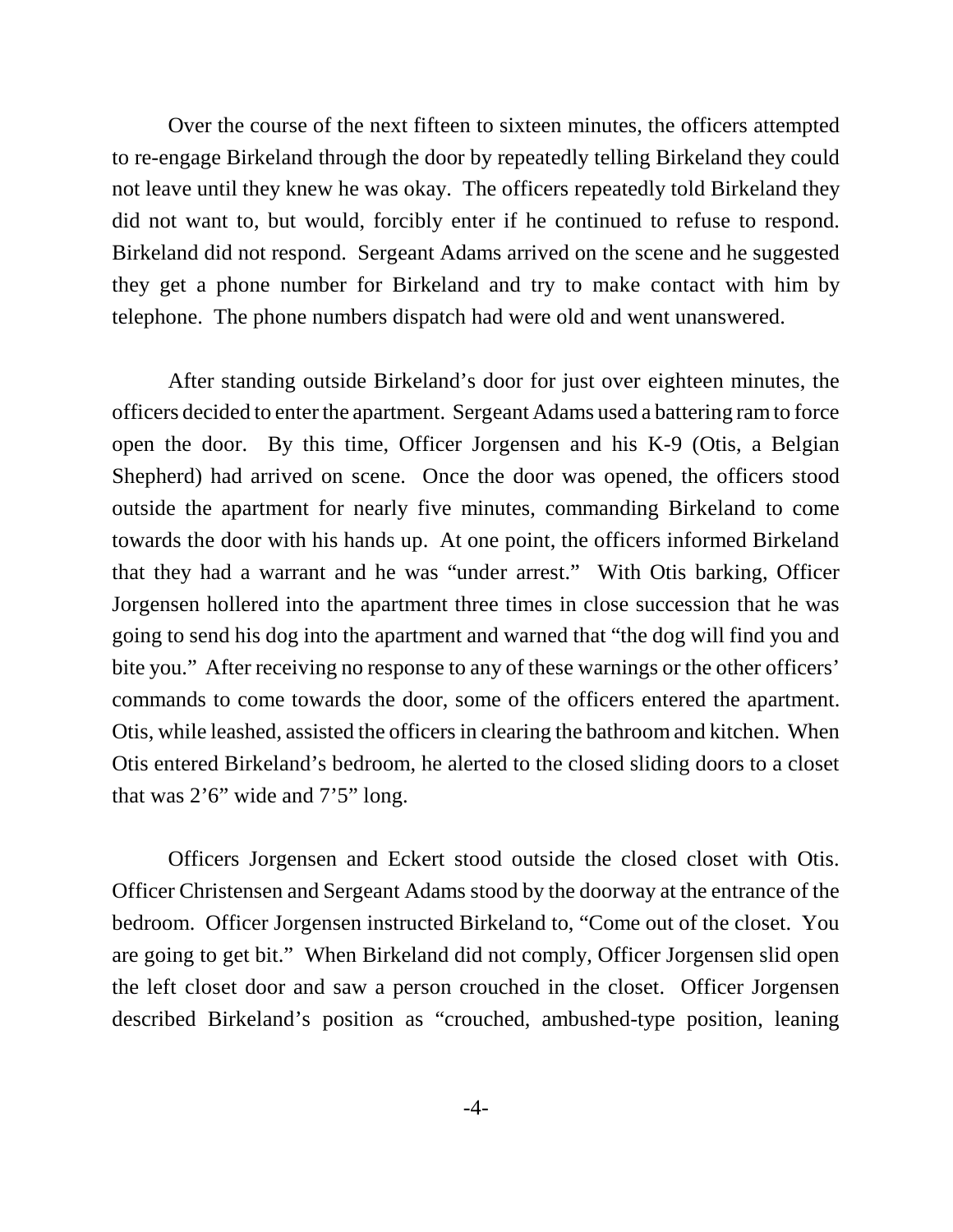Over the course of the next fifteen to sixteen minutes, the officers attempted to re-engage Birkeland through the door by repeatedly telling Birkeland they could not leave until they knew he was okay. The officers repeatedly told Birkeland they did not want to, but would, forcibly enter if he continued to refuse to respond. Birkeland did not respond. Sergeant Adams arrived on the scene and he suggested they get a phone number for Birkeland and try to make contact with him by telephone. The phone numbers dispatch had were old and went unanswered.

After standing outside Birkeland's door for just over eighteen minutes, the officers decided to enter the apartment. Sergeant Adams used a battering ram to force open the door. By this time, Officer Jorgensen and his K-9 (Otis, a Belgian Shepherd) had arrived on scene. Once the door was opened, the officers stood outside the apartment for nearly five minutes, commanding Birkeland to come towards the door with his hands up. At one point, the officers informed Birkeland that they had a warrant and he was "under arrest." With Otis barking, Officer Jorgensen hollered into the apartment three times in close succession that he was going to send his dog into the apartment and warned that "the dog will find you and bite you." After receiving no response to any of these warnings or the other officers' commands to come towards the door, some of the officers entered the apartment. Otis, while leashed, assisted the officers in clearing the bathroom and kitchen. When Otis entered Birkeland's bedroom, he alerted to the closed sliding doors to a closet that was 2'6" wide and 7'5" long.

Officers Jorgensen and Eckert stood outside the closed closet with Otis. Officer Christensen and Sergeant Adams stood by the doorway at the entrance of the bedroom. Officer Jorgensen instructed Birkeland to, "Come out of the closet. You are going to get bit." When Birkeland did not comply, Officer Jorgensen slid open the left closet door and saw a person crouched in the closet. Officer Jorgensen described Birkeland's position as "crouched, ambushed-type position, leaning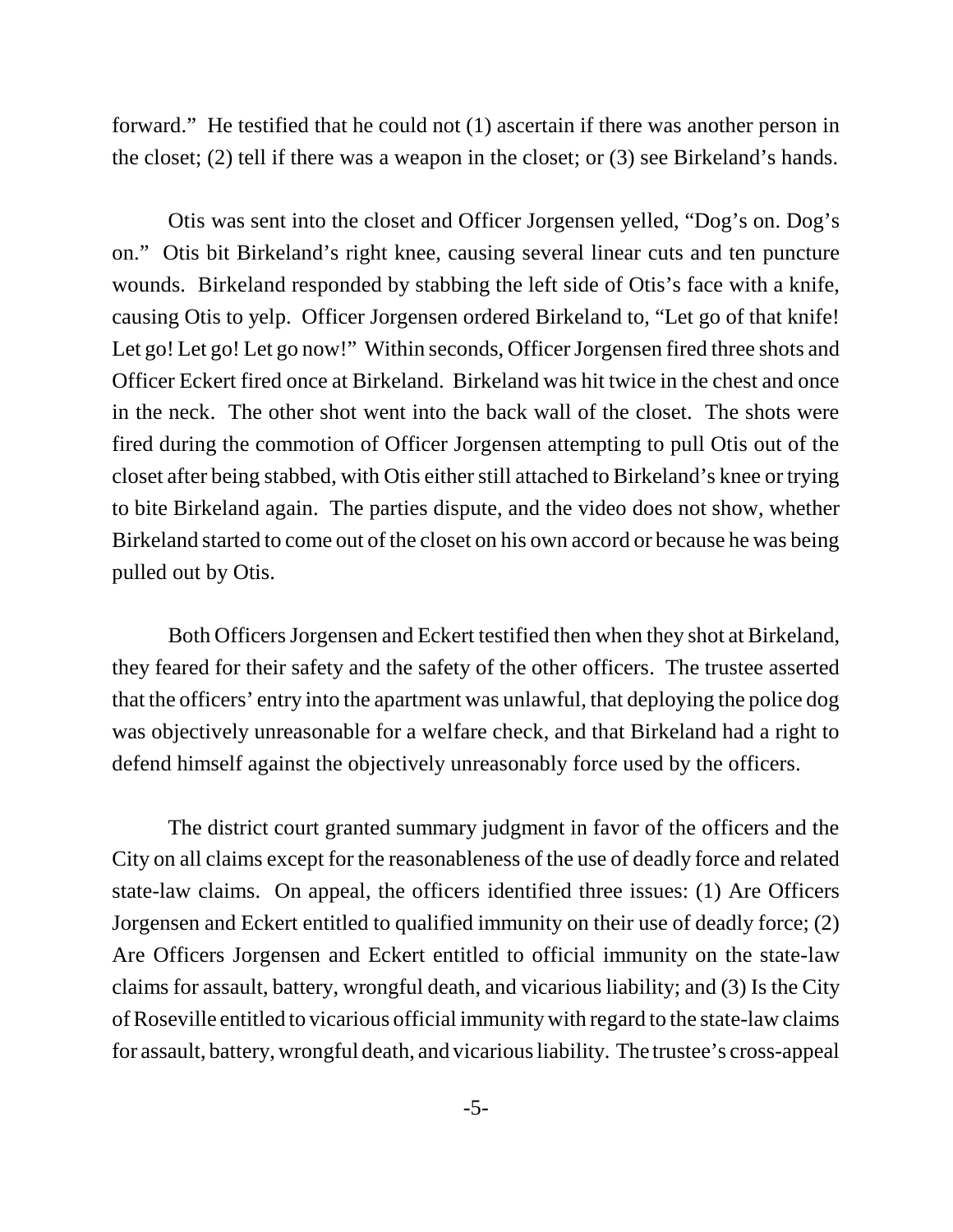forward." He testified that he could not (1) ascertain if there was another person in the closet; (2) tell if there was a weapon in the closet; or (3) see Birkeland's hands.

Otis was sent into the closet and Officer Jorgensen yelled, "Dog's on. Dog's on." Otis bit Birkeland's right knee, causing several linear cuts and ten puncture wounds. Birkeland responded by stabbing the left side of Otis's face with a knife, causing Otis to yelp. Officer Jorgensen ordered Birkeland to, "Let go of that knife! Let go! Let go! Let go now!" Within seconds, Officer Jorgensen fired three shots and Officer Eckert fired once at Birkeland. Birkeland was hit twice in the chest and once in the neck. The other shot went into the back wall of the closet. The shots were fired during the commotion of Officer Jorgensen attempting to pull Otis out of the closet after being stabbed, with Otis either still attached to Birkeland's knee or trying to bite Birkeland again. The parties dispute, and the video does not show, whether Birkeland started to come out of the closet on his own accord or because he was being pulled out by Otis.

Both Officers Jorgensen and Eckert testified then when they shot at Birkeland, they feared for their safety and the safety of the other officers. The trustee asserted that the officers' entry into the apartment was unlawful, that deploying the police dog was objectively unreasonable for a welfare check, and that Birkeland had a right to defend himself against the objectively unreasonably force used by the officers.

The district court granted summary judgment in favor of the officers and the City on all claims except for the reasonableness of the use of deadly force and related state-law claims. On appeal, the officers identified three issues: (1) Are Officers Jorgensen and Eckert entitled to qualified immunity on their use of deadly force; (2) Are Officers Jorgensen and Eckert entitled to official immunity on the state-law claims for assault, battery, wrongful death, and vicarious liability; and (3) Is the City of Roseville entitled to vicarious official immunity with regard to the state-law claims for assault, battery, wrongful death, and vicarious liability. The trustee's cross-appeal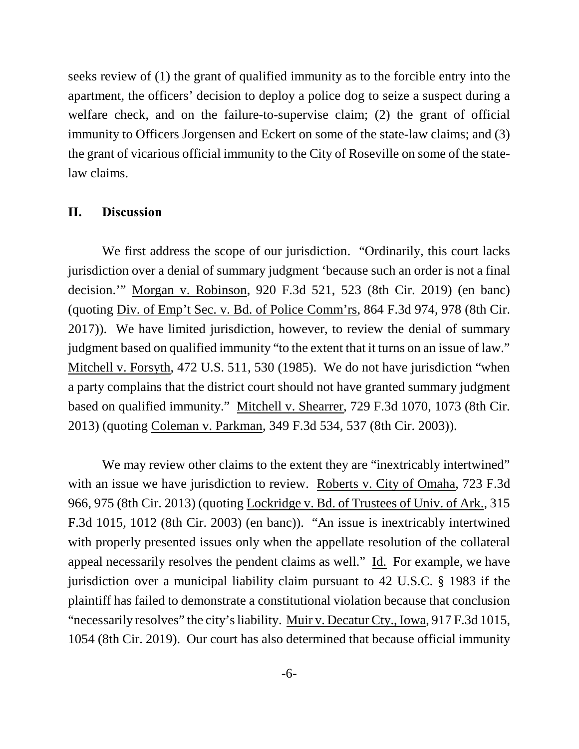seeks review of (1) the grant of qualified immunity as to the forcible entry into the apartment, the officers' decision to deploy a police dog to seize a suspect during a welfare check, and on the failure-to-supervise claim; (2) the grant of official immunity to Officers Jorgensen and Eckert on some of the state-law claims; and (3) the grant of vicarious official immunity to the City of Roseville on some of the state-law claims.

## II. Discussion

We first address the scope of our jurisdiction. "Ordinarily, this court lacks jurisdiction over a denial of summary judgment 'because such an order is not a final decision.'" Morgan v. Robinson, 920 F.3d 521, 523 (8th Cir. 2019) (en banc) (quoting Div. of Emp't Sec. v. Bd. of Police Comm'rs, 864 F.3d 974, 978 (8th Cir. 2017)). We have limited jurisdiction, however, to review the denial of summary judgment based on qualified immunity "to the extent that it turns on an issue of law." Mitchell v. Forsyth, 472 U.S. 511, 530 (1985). We do not have jurisdiction "when a party complains that the district court should not have granted summary judgment based on qualified immunity." Mitchell v. Shearrer, 729 F.3d 1070, 1073 (8th Cir. 2013) (quoting Coleman v. Parkman, 349 F.3d 534, 537 (8th Cir. 2003)).

We may review other claims to the extent they are "inextricably intertwined" with an issue we have jurisdiction to review. Roberts v. City of Omaha, 723 F.3d 966, 975 (8th Cir. 2013) (quoting Lockridge v. Bd. of Trustees of Univ. of Ark., 315 F.3d 1015, 1012 (8th Cir. 2003) (en banc)). "An issue is inextricably intertwined with properly presented issues only when the appellate resolution of the collateral appeal necessarily resolves the pendent claims as well." Id. For example, we have jurisdiction over a municipal liability claim pursuant to 42 U.S.C. § 1983 if the plaintiff has failed to demonstrate a constitutional violation because that conclusion "necessarily resolves" the city's liability. Muir v. Decatur Cty., Iowa, 917 F.3d 1015, 1054 (8th Cir. 2019). Our court has also determined that because official immunity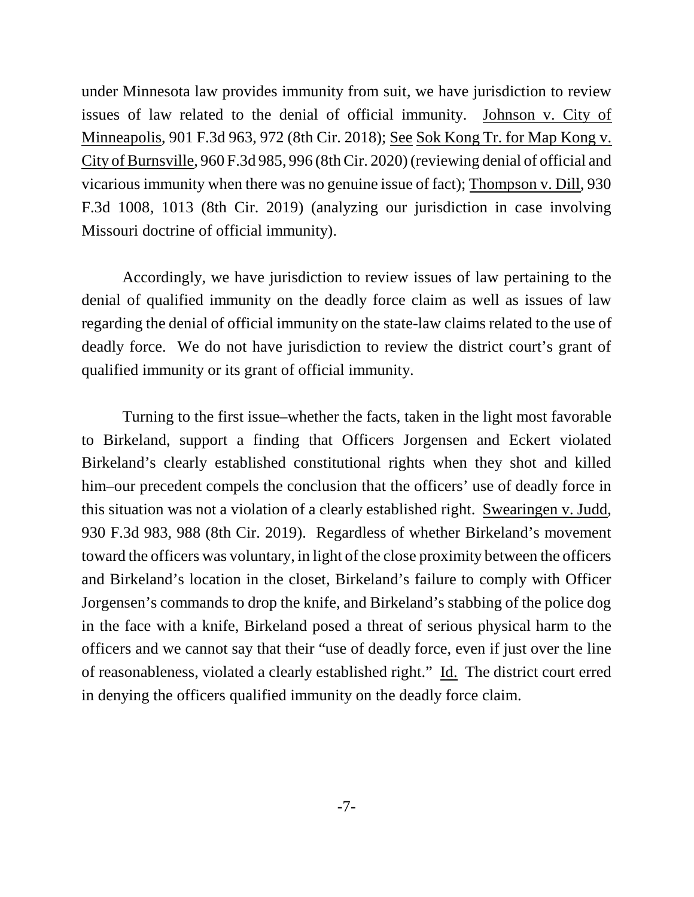under Minnesota law provides immunity from suit, we have jurisdiction to review issues of law related to the denial of official immunity. Johnson v. City of Minneapolis, 901 F.3d 963, 972 (8th Cir. 2018); See Sok Kong Tr. for Map Kong v. City of Burnsville, 960 F.3d 985, 996 (8th Cir. 2020) (reviewing denial of official and vicarious immunity when there was no genuine issue of fact); Thompson v. Dill, 930 F.3d 1008, 1013 (8th Cir. 2019) (analyzing our jurisdiction in case involving Missouri doctrine of official immunity).

Accordingly, we have jurisdiction to review issues of law pertaining to the denial of qualified immunity on the deadly force claim as well as issues of law regarding the denial of official immunity on the state-law claims related to the use of deadly force. We do not have jurisdiction to review the district court's grant of qualified immunity or its grant of official immunity.

Turning to the first issue–whether the facts, taken in the light most favorable to Birkeland, support a finding that Officers Jorgensen and Eckert violated Birkeland's clearly established constitutional rights when they shot and killed him–our precedent compels the conclusion that the officers' use of deadly force in this situation was not a violation of a clearly established right. Swearingen v. Judd, 930 F.3d 983, 988 (8th Cir. 2019). Regardless of whether Birkeland's movement toward the officers was voluntary, in light of the close proximity between the officers and Birkeland's location in the closet, Birkeland's failure to comply with Officer Jorgensen's commands to drop the knife, and Birkeland's stabbing of the police dog in the face with a knife, Birkeland posed a threat of serious physical harm to the officers and we cannot say that their "use of deadly force, even if just over the line of reasonableness, violated a clearly established right." Id. The district court erred in denying the officers qualified immunity on the deadly force claim.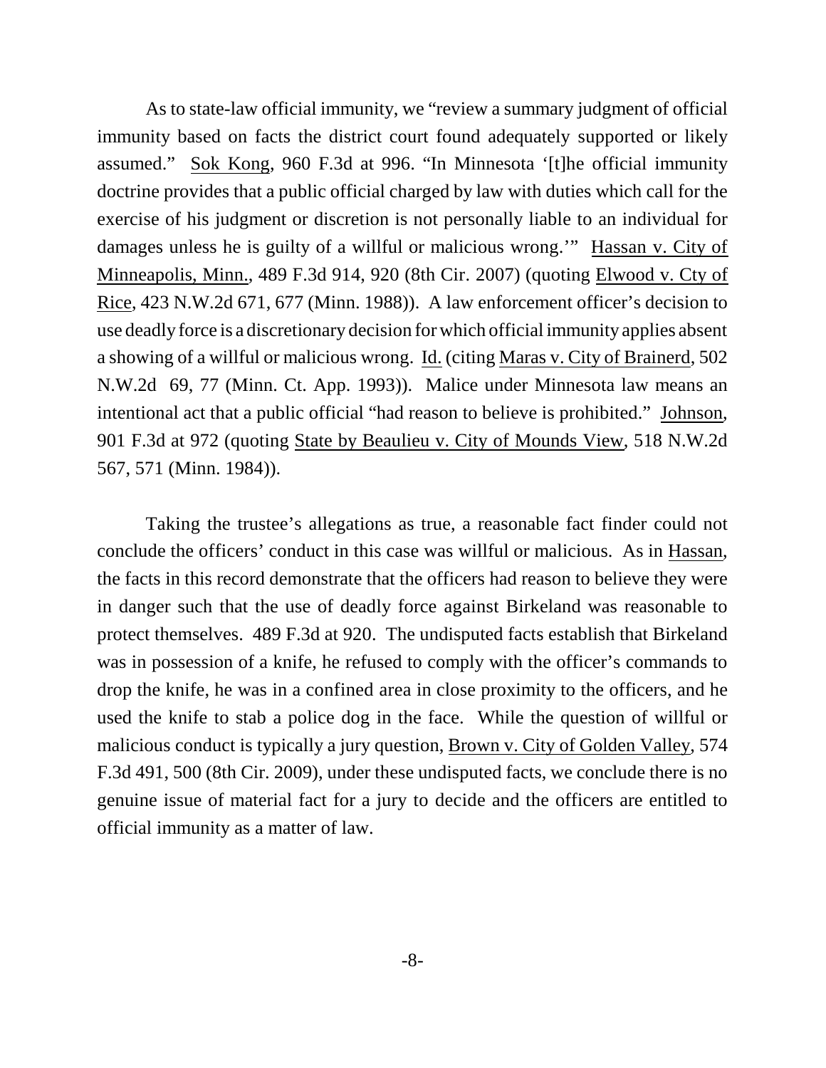As to state-law official immunity, we "review a summary judgment of official immunity based on facts the district court found adequately supported or likely assumed." Sok Kong, 960 F.3d at 996. "In Minnesota '[t]he official immunity doctrine provides that a public official charged by law with duties which call for the exercise of his judgment or discretion is not personally liable to an individual for damages unless he is guilty of a willful or malicious wrong.'" Hassan v. City of Minneapolis, Minn., 489 F.3d 914, 920 (8th Cir. 2007) (quoting Elwood v. Cty of Rice, 423 N.W.2d 671, 677 (Minn. 1988)). A law enforcement officer's decision to use deadly force is a discretionary decision for which official immunity applies absent a showing of a willful or malicious wrong. Id. (citing Maras v. City of Brainerd, 502 N.W.2d 69, 77 (Minn. Ct. App. 1993)). Malice under Minnesota law means an intentional act that a public official "had reason to believe is prohibited." Johnson, 901 F.3d at 972 (quoting State by Beaulieu v. City of Mounds View, 518 N.W.2d 567, 571 (Minn. 1984)).

Taking the trustee's allegations as true, a reasonable fact finder could not conclude the officers' conduct in this case was willful or malicious. As in Hassan, the facts in this record demonstrate that the officers had reason to believe they were in danger such that the use of deadly force against Birkeland was reasonable to protect themselves. 489 F.3d at 920. The undisputed facts establish that Birkeland was in possession of a knife, he refused to comply with the officer's commands to drop the knife, he was in a confined area in close proximity to the officers, and he used the knife to stab a police dog in the face. While the question of willful or malicious conduct is typically a jury question, Brown v. City of Golden Valley, 574 F.3d 491, 500 (8th Cir. 2009), under these undisputed facts, we conclude there is no genuine issue of material fact for a jury to decide and the officers are entitled to official immunity as a matter of law.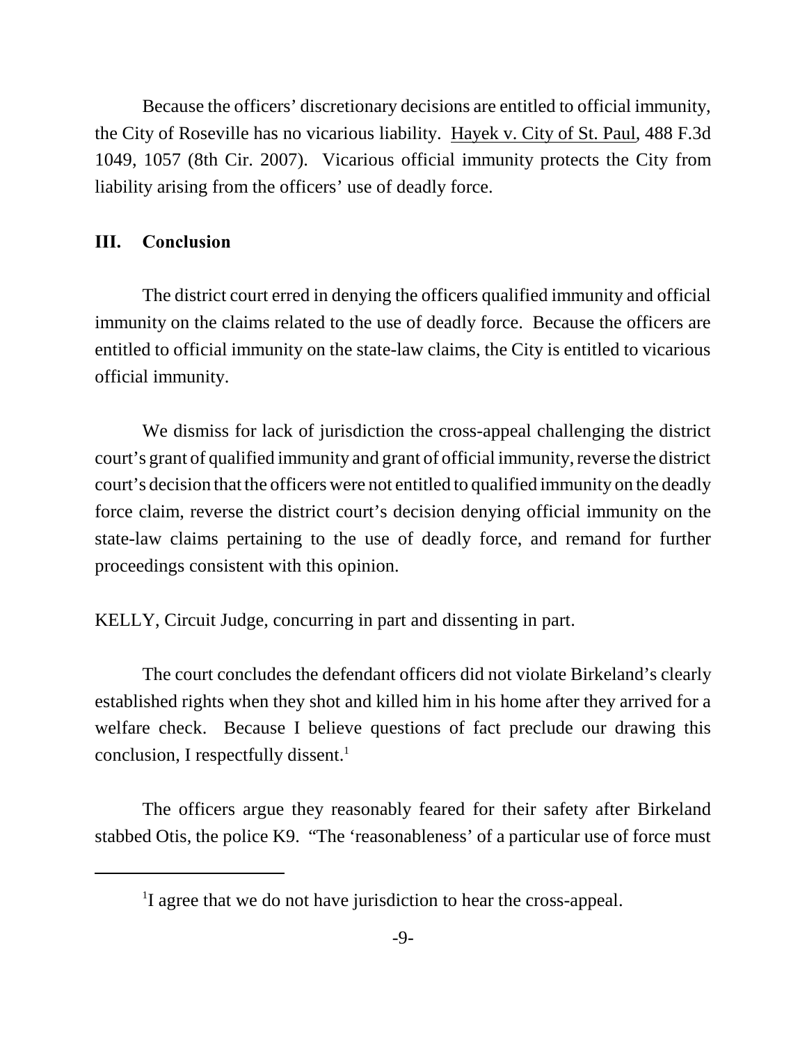Because the officers' discretionary decisions are entitled to official immunity, the City of Roseville has no vicarious liability. Hayek v. City of St. Paul, 488 F.3d 1049, 1057 (8th Cir. 2007). Vicarious official immunity protects the City from liability arising from the officers' use of deadly force.

### III. Conclusion

The district court erred in denying the officers qualified immunity and official immunity on the claims related to the use of deadly force. Because the officers are entitled to official immunity on the state-law claims, the City is entitled to vicarious official immunity.

We dismiss for lack of jurisdiction the cross-appeal challenging the district court's grant of qualified immunity and grant of official immunity, reverse the district court's decision that the officers were not entitled to qualified immunity on the deadly force claim, reverse the district court's decision denying official immunity on the state-law claims pertaining to the use of deadly force, and remand for further proceedings consistent with this opinion.

KELLY, Circuit Judge, concurring in part and dissenting in part.

The court concludes the defendant officers did not violate Birkeland's clearly established rights when they shot and killed him in his home after they arrived for a welfare check. Because I believe questions of fact preclude our drawing this conclusion, I respectfully dissent.[1]

The officers argue they reasonably feared for their safety after Birkeland stabbed Otis, the police K9. "The 'reasonableness' of a particular use of force must

[1] I agree that we do not have jurisdiction to hear the cross-appeal.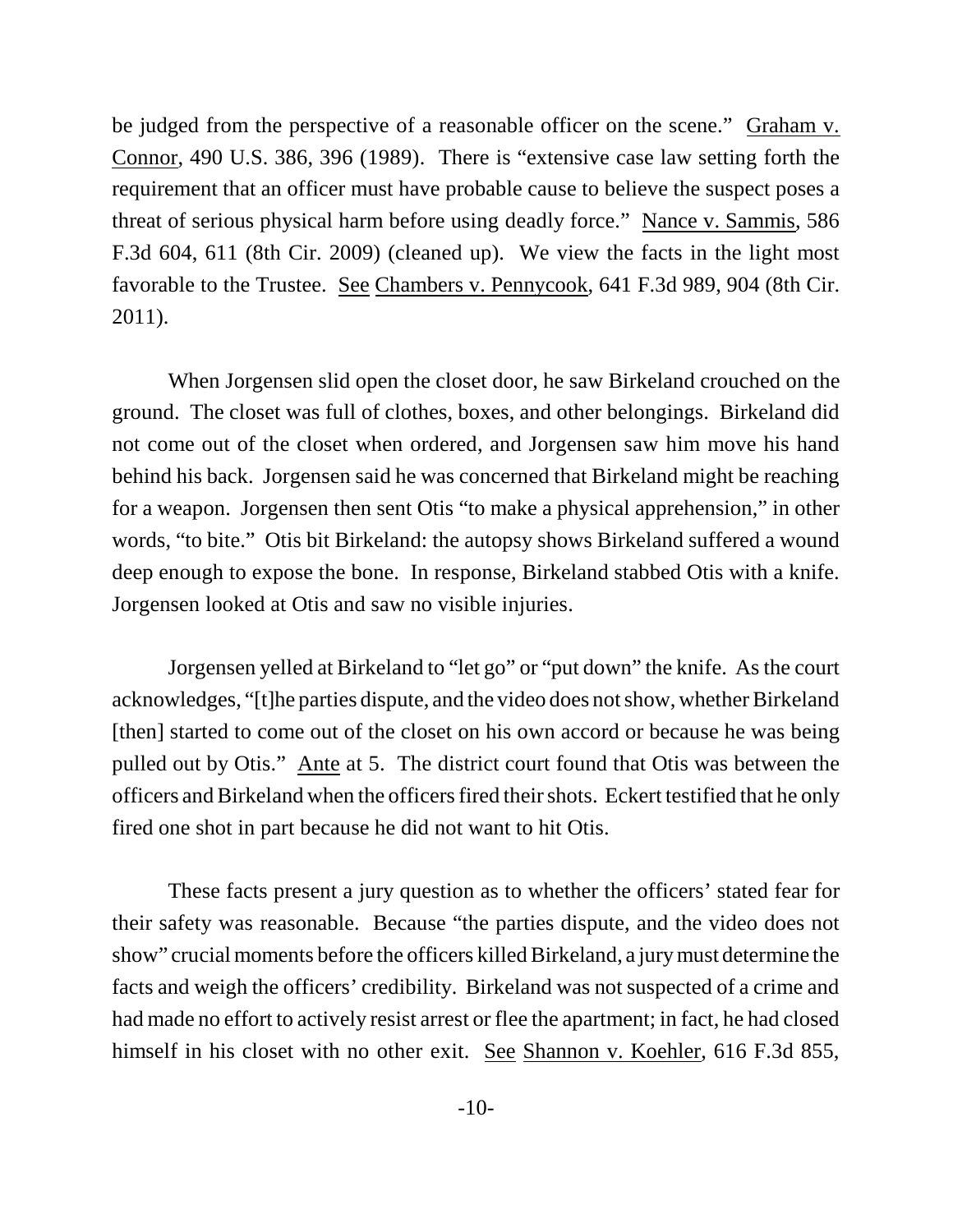be judged from the perspective of a reasonable officer on the scene." Graham v. Connor, 490 U.S. 386, 396 (1989). There is "extensive case law setting forth the requirement that an officer must have probable cause to believe the suspect poses a threat of serious physical harm before using deadly force." Nance v. Sammis, 586 F.3d 604, 611 (8th Cir. 2009) (cleaned up). We view the facts in the light most favorable to the Trustee. See Chambers v. Pennycook, 641 F.3d 989, 904 (8th Cir. 2011).

When Jorgensen slid open the closet door, he saw Birkeland crouched on the ground. The closet was full of clothes, boxes, and other belongings. Birkeland did not come out of the closet when ordered, and Jorgensen saw him move his hand behind his back. Jorgensen said he was concerned that Birkeland might be reaching for a weapon. Jorgensen then sent Otis "to make a physical apprehension," in other words, "to bite." Otis bit Birkeland: the autopsy shows Birkeland suffered a wound deep enough to expose the bone. In response, Birkeland stabbed Otis with a knife. Jorgensen looked at Otis and saw no visible injuries.

Jorgensen yelled at Birkeland to "let go" or "put down" the knife. As the court acknowledges, "[t]he parties dispute, and the video does not show, whether Birkeland [then] started to come out of the closet on his own accord or because he was being pulled out by Otis." Ante at 5. The district court found that Otis was between the officers and Birkeland when the officers fired their shots. Eckert testified that he only fired one shot in part because he did not want to hit Otis.

These facts present a jury question as to whether the officers' stated fear for their safety was reasonable. Because "the parties dispute, and the video does not show" crucial moments before the officers killed Birkeland, a jury must determine the facts and weigh the officers' credibility. Birkeland was not suspected of a crime and had made no effort to actively resist arrest or flee the apartment; in fact, he had closed himself in his closet with no other exit. See Shannon v. Koehler, 616 F.3d 855,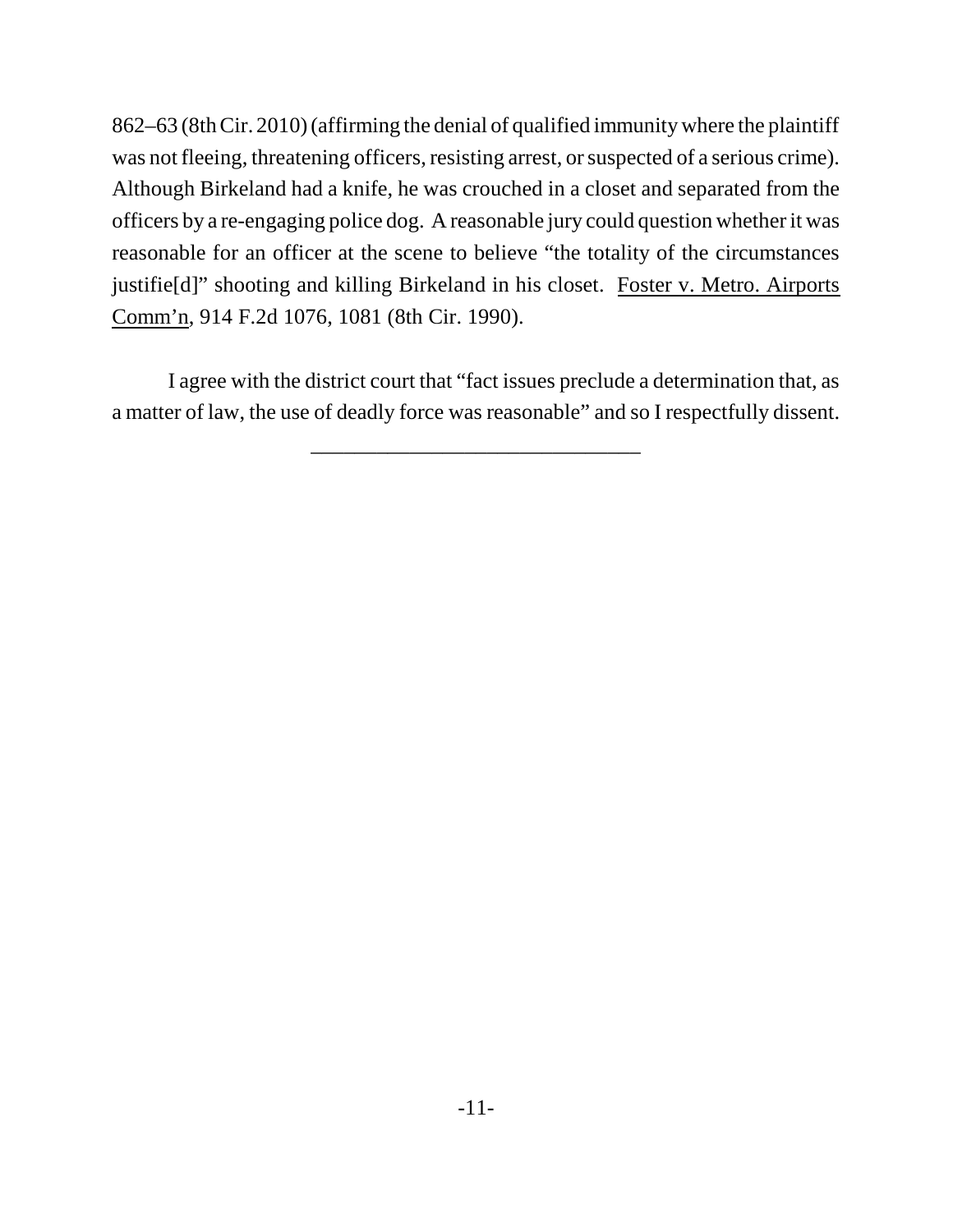862–63 (8th Cir. 2010) (affirming the denial of qualified immunity where the plaintiff was not fleeing, threatening officers, resisting arrest, or suspected of a serious crime). Although Birkeland had a knife, he was crouched in a closet and separated from the officers by a re-engaging police dog. A reasonable jury could question whether it was reasonable for an officer at the scene to believe "the totality of the circumstances justifie[d]" shooting and killing Birkeland in his closet. Foster v. Metro. Airports Comm'n, 914 F.2d 1076, 1081 (8th Cir. 1990).

I agree with the district court that "fact issues preclude a determination that, as a matter of law, the use of deadly force was reasonable" and so I respectfully dissent.

______________________________